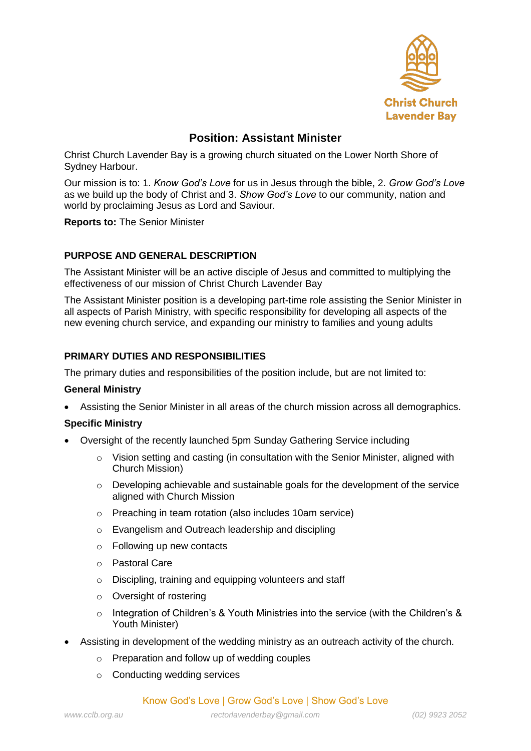Christ Church Lavender Bay

# Position: Assistant Minister

Christ Church Lavender Bay is a growing church situated on the Lower North Shore of Sydney Harbour.

Our mission is to: 1. *Know God's Love* for us in Jesus through the bible, 2. *Grow God's Love* as we build up the body of Christ and 3. *Show God's Love* to our community, nation and world by proclaiming Jesus as Lord and Saviour.

**Reports to:** The Senior Minister

## PURPOSE AND GENERAL DESCRIPTION

The Assistant Minister will be an active disciple of Jesus and committed to multiplying the effectiveness of our mission of Christ Church Lavender Bay

The Assistant Minister position is a developing part-time role assisting the Senior Minister in all aspects of Parish Ministry, with specific responsibility for developing all aspects of the new evening church service, and expanding our ministry to families and young adults

## PRIMARY DUTIES AND RESPONSIBILITIES

The primary duties and responsibilities of the position include, but are not limited to:

### General Ministry

- Assisting the Senior Minister in all areas of the church mission across all demographics.

### Specific Ministry

- Oversight of the recently launched 5pm Sunday Gathering Service including
  - Vision setting and casting (in consultation with the Senior Minister, aligned with Church Mission)
  - Developing achievable and sustainable goals for the development of the service aligned with Church Mission
  - Preaching in team rotation (also includes 10am service)
  - Evangelism and Outreach leadership and discipling
  - Following up new contacts
  - Pastoral Care
  - Discipling, training and equipping volunteers and staff
  - Oversight of rostering
  - Integration of Children's & Youth Ministries into the service (with the Children's & Youth Minister)
- Assisting in development of the wedding ministry as an outreach activity of the church.
  - Preparation and follow up of wedding couples
  - Conducting wedding services

Know God's Love | Grow God's Love | Show God's Love

www.cclb.org.au | rectorlavenderbay@gmail.com | (02) 9923 2052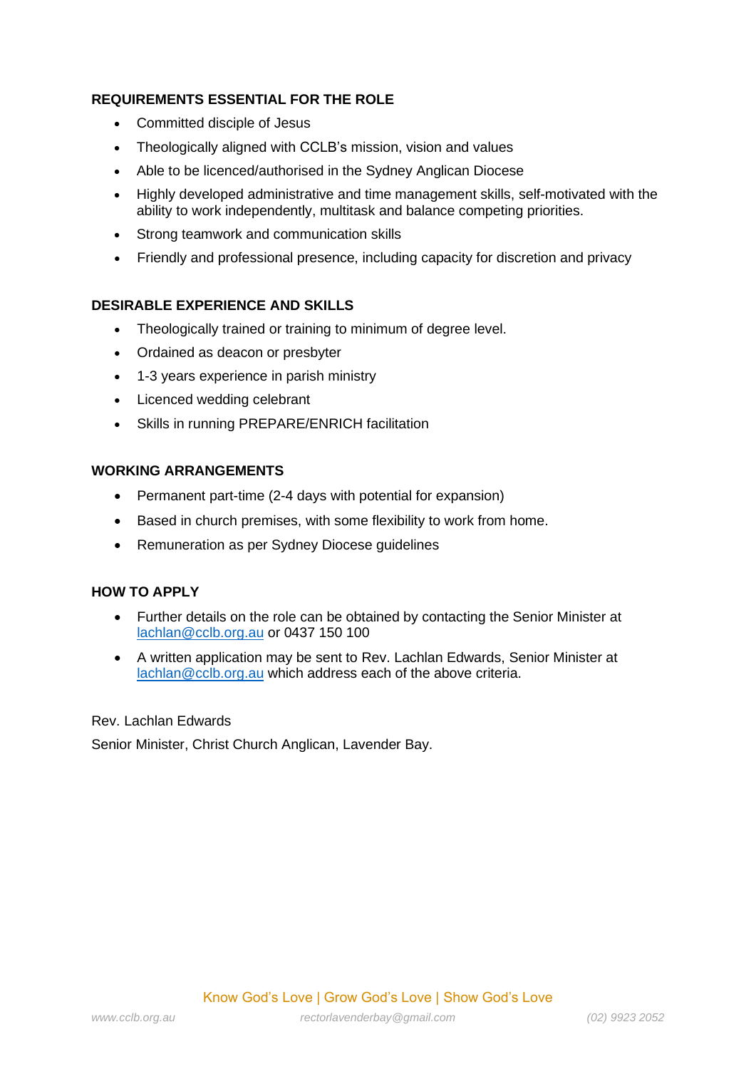**REQUIREMENTS ESSENTIAL FOR THE ROLE**

- Committed disciple of Jesus
- Theologically aligned with CCLB's mission, vision and values
- Able to be licenced/authorised in the Sydney Anglican Diocese
- Highly developed administrative and time management skills, self-motivated with the ability to work independently, multitask and balance competing priorities.
- Strong teamwork and communication skills
- Friendly and professional presence, including capacity for discretion and privacy

**DESIRABLE EXPERIENCE AND SKILLS**

- Theologically trained or training to minimum of degree level.
- Ordained as deacon or presbyter
- 1-3 years experience in parish ministry
- Licenced wedding celebrant
- Skills in running PREPARE/ENRICH facilitation

**WORKING ARRANGEMENTS**

- Permanent part-time (2-4 days with potential for expansion)
- Based in church premises, with some flexibility to work from home.
- Remuneration as per Sydney Diocese guidelines

**HOW TO APPLY**

- Further details on the role can be obtained by contacting the Senior Minister at lachlan@cclb.org.au or 0437 150 100
- A written application may be sent to Rev. Lachlan Edwards, Senior Minister at lachlan@cclb.org.au which address each of the above criteria.

Rev. Lachlan Edwards

Senior Minister, Christ Church Anglican, Lavender Bay.